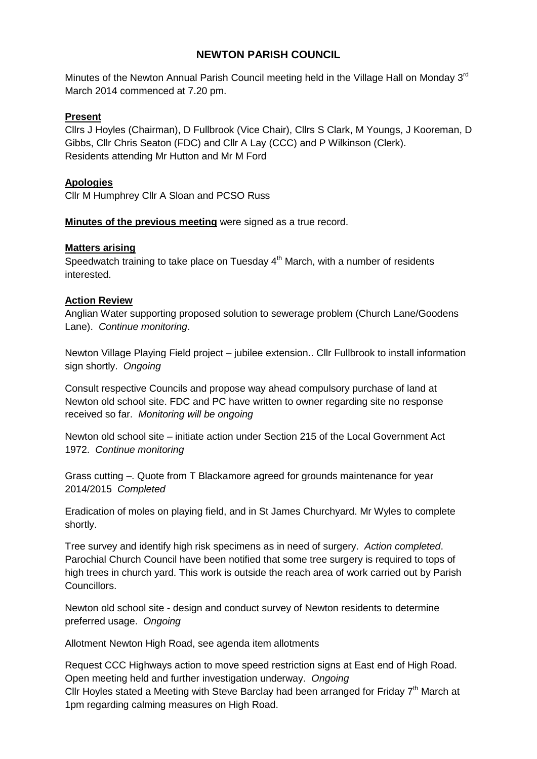# NEWTON PARISH COUNCIL

Minutes of the Newton Annual Parish Council meeting held in the Village Hall on Monday 3rd March 2014 commenced at 7.20 pm.

**Present**

Cllrs J Hoyles (Chairman), D Fullbrook (Vice Chair), Cllrs S Clark, M Youngs, J Kooreman, D Gibbs, Cllr Chris Seaton (FDC) and Cllr A Lay (CCC) and P Wilkinson (Clerk). Residents attending Mr Hutton and Mr M Ford

**Apologies**

Cllr M Humphrey Cllr A Sloan and PCSO Russ

**Minutes of the previous meeting** were signed as a true record.

**Matters arising**

Speedwatch training to take place on Tuesday 4th March, with a number of residents interested.

**Action Review**

Anglian Water supporting proposed solution to sewerage problem (Church Lane/Goodens Lane). *Continue monitoring*.

Newton Village Playing Field project – jubilee extension.. Cllr Fullbrook to install information sign shortly. *Ongoing*

Consult respective Councils and propose way ahead compulsory purchase of land at Newton old school site. FDC and PC have written to owner regarding site no response received so far. *Monitoring will be ongoing*

Newton old school site – initiate action under Section 215 of the Local Government Act 1972. *Continue monitoring*

Grass cutting –. Quote from T Blackamore agreed for grounds maintenance for year 2014/2015 *Completed*

Eradication of moles on playing field, and in St James Churchyard. Mr Wyles to complete shortly.

Tree survey and identify high risk specimens as in need of surgery. *Action completed*. Parochial Church Council have been notified that some tree surgery is required to tops of high trees in church yard. This work is outside the reach area of work carried out by Parish Councillors.

Newton old school site - design and conduct survey of Newton residents to determine preferred usage. *Ongoing*

Allotment Newton High Road, see agenda item allotments

Request CCC Highways action to move speed restriction signs at East end of High Road. Open meeting held and further investigation underway. *Ongoing*
Cllr Hoyles stated a Meeting with Steve Barclay had been arranged for Friday 7th March at 1pm regarding calming measures on High Road.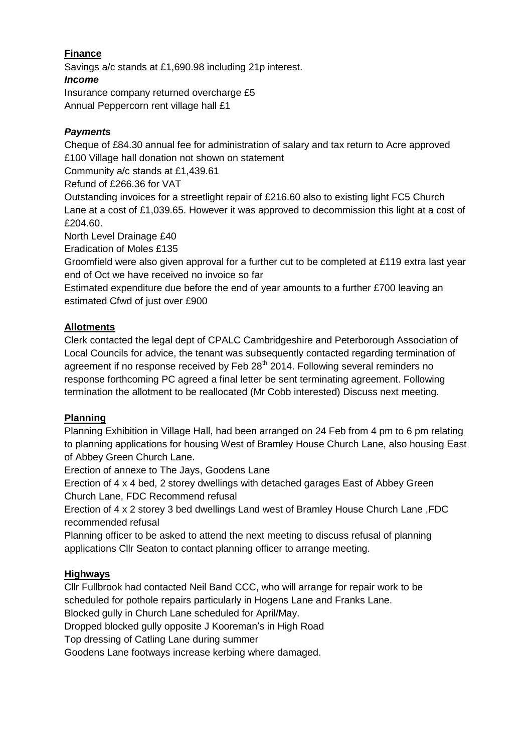## Finance

Savings a/c stands at £1,690.98 including 21p interest.

***Income***

Insurance company returned overcharge £5

Annual Peppercorn rent village hall £1

***Payments***

Cheque of £84.30 annual fee for administration of salary and tax return to Acre approved

£100 Village hall donation not shown on statement

Community a/c stands at £1,439.61

Refund of £266.36 for VAT

Outstanding invoices for a streetlight repair of £216.60 also to existing light FC5 Church Lane at a cost of £1,039.65. However it was approved to decommission this light at a cost of £204.60.

North Level Drainage £40

Eradication of Moles £135

Groomfield were also given approval for a further cut to be completed at £119 extra last year end of Oct we have received no invoice so far

Estimated expenditure due before the end of year amounts to a further £700 leaving an estimated Cfwd of just over £900

## Allotments

Clerk contacted the legal dept of CPALC Cambridgeshire and Peterborough Association of Local Councils for advice, the tenant was subsequently contacted regarding termination of agreement if no response received by Feb 28th 2014. Following several reminders no response forthcoming PC agreed a final letter be sent terminating agreement. Following termination the allotment to be reallocated (Mr Cobb interested) Discuss next meeting.

## Planning

Planning Exhibition in Village Hall, had been arranged on 24 Feb from 4 pm to 6 pm relating to planning applications for housing West of Bramley House Church Lane, also housing East of Abbey Green Church Lane.

Erection of annexe to The Jays, Goodens Lane

Erection of 4 x 4 bed, 2 storey dwellings with detached garages East of Abbey Green Church Lane, FDC Recommend refusal

Erection of 4 x 2 storey 3 bed dwellings Land west of Bramley House Church Lane ,FDC recommended refusal

Planning officer to be asked to attend the next meeting to discuss refusal of planning applications Cllr Seaton to contact planning officer to arrange meeting.

## Highways

Cllr Fullbrook had contacted Neil Band CCC, who will arrange for repair work to be scheduled for pothole repairs particularly in Hogens Lane and Franks Lane.

Blocked gully in Church Lane scheduled for April/May.

Dropped blocked gully opposite J Kooreman's in High Road

Top dressing of Catling Lane during summer

Goodens Lane footways increase kerbing where damaged.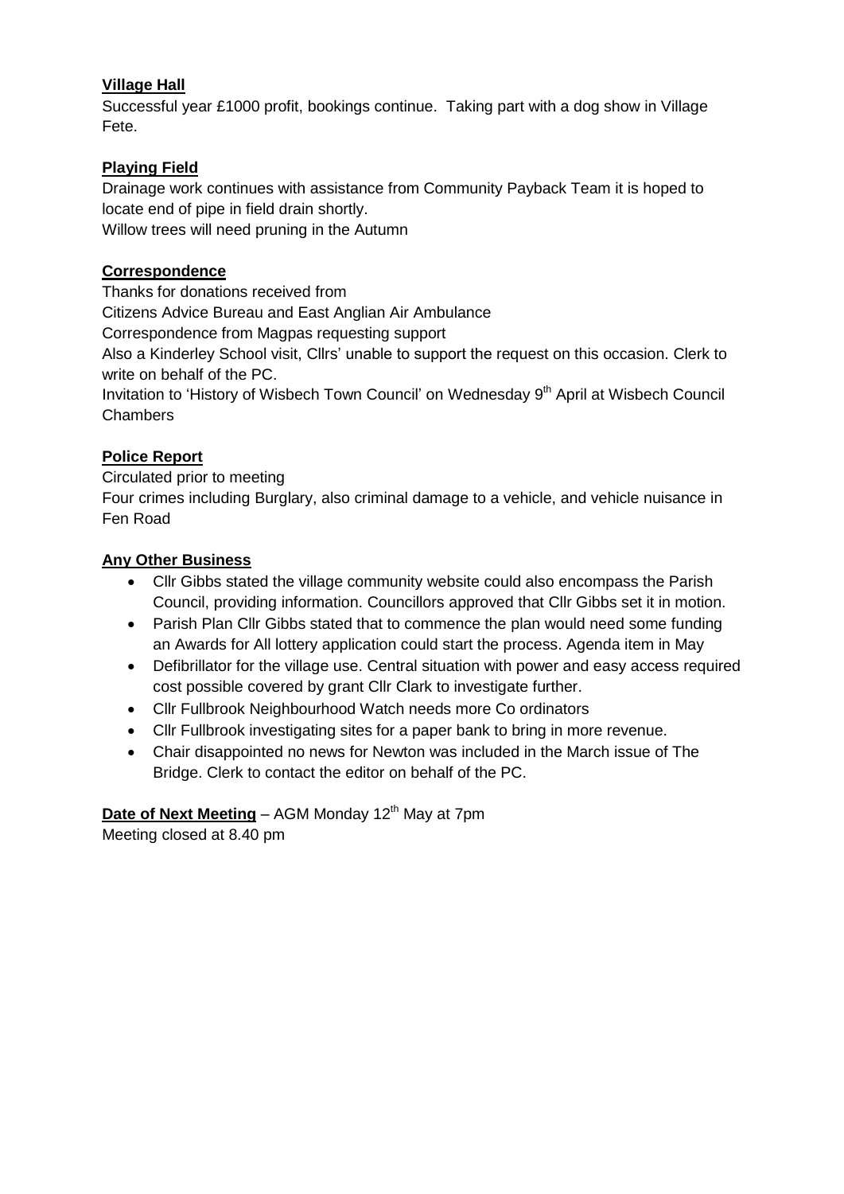**Village Hall**

Successful year £1000 profit, bookings continue. Taking part with a dog show in Village Fete.

**Playing Field**

Drainage work continues with assistance from Community Payback Team it is hoped to locate end of pipe in field drain shortly.
Willow trees will need pruning in the Autumn

**Correspondence**

Thanks for donations received from
Citizens Advice Bureau and East Anglian Air Ambulance
Correspondence from Magpas requesting support
Also a Kinderley School visit, Cllrs' unable to support the request on this occasion. Clerk to write on behalf of the PC.
Invitation to 'History of Wisbech Town Council' on Wednesday 9th April at Wisbech Council Chambers

**Police Report**

Circulated prior to meeting
Four crimes including Burglary, also criminal damage to a vehicle, and vehicle nuisance in Fen Road

**Any Other Business**

- Cllr Gibbs stated the village community website could also encompass the Parish Council, providing information. Councillors approved that Cllr Gibbs set it in motion.
- Parish Plan Cllr Gibbs stated that to commence the plan would need some funding an Awards for All lottery application could start the process. Agenda item in May
- Defibrillator for the village use. Central situation with power and easy access required cost possible covered by grant Cllr Clark to investigate further.
- Cllr Fullbrook Neighbourhood Watch needs more Co ordinators
- Cllr Fullbrook investigating sites for a paper bank to bring in more revenue.
- Chair disappointed no news for Newton was included in the March issue of The Bridge. Clerk to contact the editor on behalf of the PC.

**Date of Next Meeting** – AGM Monday 12th May at 7pm
Meeting closed at 8.40 pm